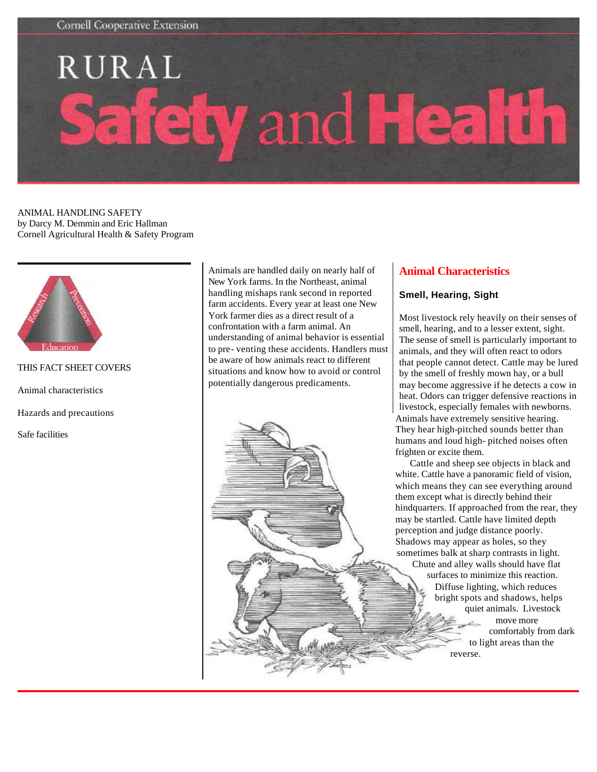Cornell Cooperative Extension

# RURAL Safety and Health

ANIMAL HANDLING SAFETY
by Darcy M. Demmin and Eric Hallman
Cornell Agricultural Health & Safety Program

Research Prevention Education

THIS FACT SHEET COVERS

Animal characteristics

Hazards and precautions

Safe facilities

Animals are handled daily on nearly half of New York farms. In the Northeast, animal handling mishaps rank second in reported farm accidents. Every year at least one New York farmer dies as a direct result of a confrontation with a farm animal. An understanding of animal behavior is essential to pre-venting these accidents. Handlers must be aware of how animals react to different situations and know how to avoid or control potentially dangerous predicaments.

## Animal Characteristics

### Smell, Hearing, Sight

Most livestock rely heavily on their senses of smell, hearing, and to a lesser extent, sight. The sense of smell is particularly important to animals, and they will often react to odors that people cannot detect. Cattle may be lured by the smell of freshly mown hay, or a bull may become aggressive if he detects a cow in heat. Odors can trigger defensive reactions in livestock, especially females with newborns. Animals have extremely sensitive hearing. They hear high-pitched sounds better than humans and loud high-pitched noises often frighten or excite them.

Cattle and sheep see objects in black and white. Cattle have a panoramic field of vision, which means they can see everything around them except what is directly behind their hindquarters. If approached from the rear, they may be startled. Cattle have limited depth perception and judge distance poorly. Shadows may appear as holes, so they sometimes balk at sharp contrasts in light. Chute and alley walls should have flat surfaces to minimize this reaction. Diffuse lighting, which reduces bright spots and shadows, helps quiet animals. Livestock move more comfortably from dark to light areas than the reverse.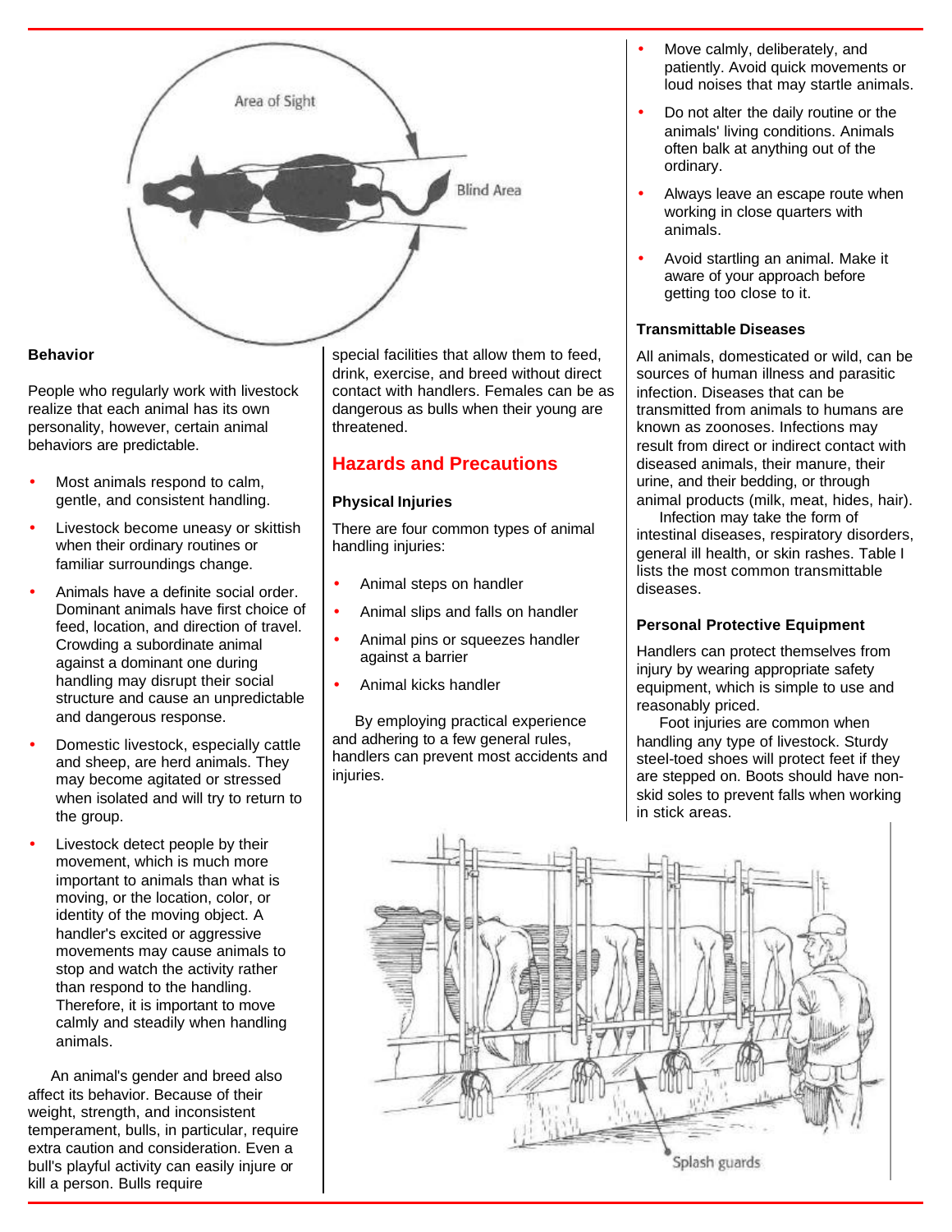Area of Sight

Blind Area

### Behavior

People who regularly work with livestock realize that each animal has its own personality, however, certain animal behaviors are predictable.

- Most animals respond to calm, gentle, and consistent handling.
- Livestock become uneasy or skittish when their ordinary routines or familiar surroundings change.
- Animals have a definite social order. Dominant animals have first choice of feed, location, and direction of travel. Crowding a subordinate animal against a dominant one during handling may disrupt their social structure and cause an unpredictable and dangerous response.
- Domestic livestock, especially cattle and sheep, are herd animals. They may become agitated or stressed when isolated and will try to return to the group.
- Livestock detect people by their movement, which is much more important to animals than what is moving, or the location, color, or identity of the moving object. A handler's excited or aggressive movements may cause animals to stop and watch the activity rather than respond to the handling. Therefore, it is important to move calmly and steadily when handling animals.

An animal's gender and breed also affect its behavior. Because of their weight, strength, and inconsistent temperament, bulls, in particular, require extra caution and consideration. Even a bull's playful activity can easily injure or kill a person. Bulls require special facilities that allow them to feed, drink, exercise, and breed without direct contact with handlers. Females can be as dangerous as bulls when their young are threatened.

## Hazards and Precautions

### Physical Injuries

There are four common types of animal handling injuries:

- Animal steps on handler
- Animal slips and falls on handler
- Animal pins or squeezes handler against a barrier
- Animal kicks handler

By employing practical experience and adhering to a few general rules, handlers can prevent most accidents and injuries.

- Move calmly, deliberately, and patiently. Avoid quick movements or loud noises that may startle animals.
- Do not alter the daily routine or the animals' living conditions. Animals often balk at anything out of the ordinary.
- Always leave an escape route when working in close quarters with animals.
- Avoid startling an animal. Make it aware of your approach before getting too close to it.

### Transmittable Diseases

All animals, domesticated or wild, can be sources of human illness and parasitic infection. Diseases that can be transmitted from animals to humans are known as zoonoses. Infections may result from direct or indirect contact with diseased animals, their manure, their urine, and their bedding, or through animal products (milk, meat, hides, hair).

Infection may take the form of intestinal diseases, respiratory disorders, general ill health, or skin rashes. Table I lists the most common transmittable diseases.

### Personal Protective Equipment

Handlers can protect themselves from injury by wearing appropriate safety equipment, which is simple to use and reasonably priced.

Foot injuries are common when handling any type of livestock. Sturdy steel-toed shoes will protect feet if they are stepped on. Boots should have non-skid soles to prevent falls when working in stick areas.

Splash guards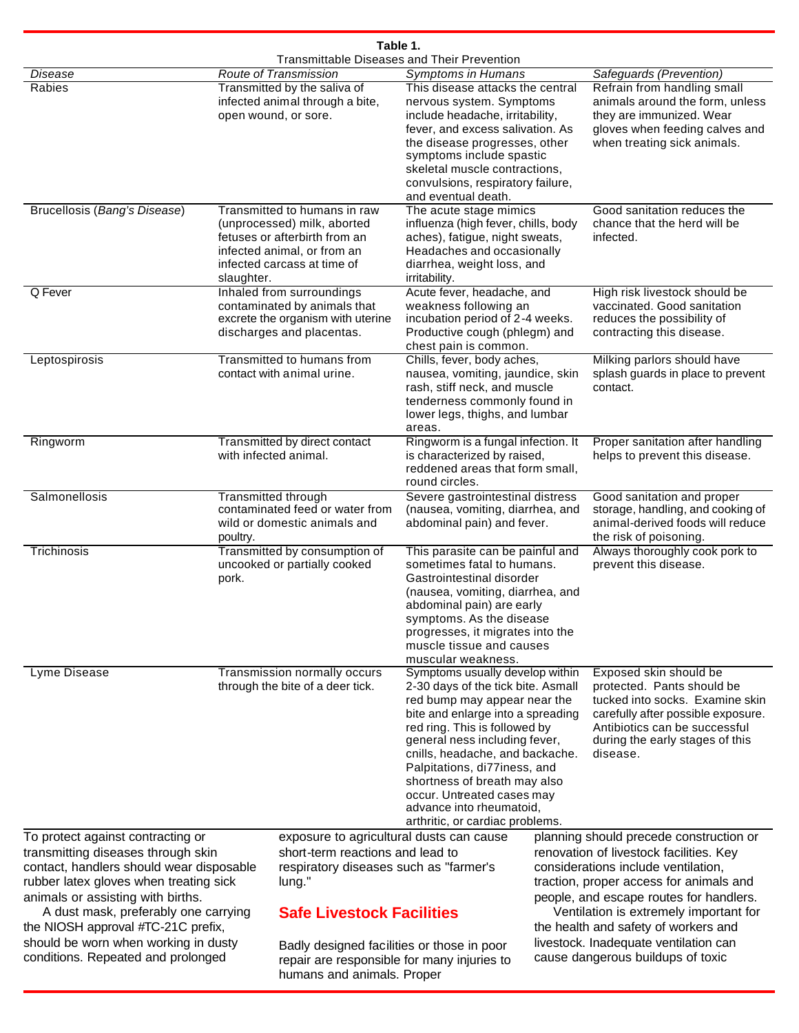**Table 1.**
Transmittable Diseases and Their Prevention

| *Disease* | *Route of Transmission* | *Symptoms in Humans* | *Safeguards (Prevention)* |
|---|---|---|---|
| Rabies | Transmitted by the saliva of infected animal through a bite, open wound, or sore. | This disease attacks the central nervous system. Symptoms include headache, irritability, fever, and excess salivation. As the disease progresses, other symptoms include spastic skeletal muscle contractions, convulsions, respiratory failure, and eventual death. | Refrain from handling small animals around the form, unless they are immunized. Wear gloves when feeding calves and when treating sick animals. |
| Brucellosis (*Bang's Disease*) | Transmitted to humans in raw (unprocessed) milk, aborted fetuses or afterbirth from an infected animal, or from an infected carcass at time of slaughter. | The acute stage mimics influenza (high fever, chills, body aches), fatigue, night sweats, Headaches and occasionally diarrhea, weight loss, and irritability. | Good sanitation reduces the chance that the herd will be infected. |
| Q Fever | Inhaled from surroundings contaminated by animals that excrete the organism with uterine discharges and placentas. | Acute fever, headache, and weakness following an incubation period of 2-4 weeks. Productive cough (phlegm) and chest pain is common. | High risk livestock should be vaccinated. Good sanitation reduces the possibility of contracting this disease. |
| Leptospirosis | Transmitted to humans from contact with animal urine. | Chills, fever, body aches, nausea, vomiting, jaundice, skin rash, stiff neck, and muscle tenderness commonly found in lower legs, thighs, and lumbar areas. | Milking parlors should have splash guards in place to prevent contact. |
| Ringworm | Transmitted by direct contact with infected animal. | Ringworm is a fungal infection. It is characterized by raised, reddened areas that form small, round circles. | Proper sanitation after handling helps to prevent this disease. |
| Salmonellosis | Transmitted through contaminated feed or water from wild or domestic animals and poultry. | Severe gastrointestinal distress (nausea, vomiting, diarrhea, and abdominal pain) and fever. | Good sanitation and proper storage, handling, and cooking of animal-derived foods will reduce the risk of poisoning. |
| Trichinosis | Transmitted by consumption of uncooked or partially cooked pork. | This parasite can be painful and sometimes fatal to humans. Gastrointestinal disorder (nausea, vomiting, diarrhea, and abdominal pain) are early symptoms. As the disease progresses, it migrates into the muscle tissue and causes muscular weakness. | Always thoroughly cook pork to prevent this disease. |
| Lyme Disease | Transmission normally occurs through the bite of a deer tick. | Symptoms usually develop within 2-30 days of the tick bite. Asmall red bump may appear near the bite and enlarge into a spreading red ring. This is followed by general ness including fever, cnills, headache, and backache. Palpitations, di77iness, and shortness of breath may also occur. Untreated cases may advance into rheumatoid, arthritic, or cardiac problems. | Exposed skin should be protected. Pants should be tucked into socks. Examine skin carefully after possible exposure. Antibiotics can be successful during the early stages of this disease. |

To protect against contracting or transmitting diseases through skin contact, handlers should wear disposable rubber latex gloves when treating sick animals or assisting with births.

A dust mask, preferably one carrying the NIOSH approval #TC-21C prefix, should be worn when working in dusty conditions. Repeated and prolonged exposure to agricultural dusts can cause short-term reactions and lead to respiratory diseases such as "farmer's lung."

## Safe Livestock Facilities

Badly designed facilities or those in poor repair are responsible for many injuries to humans and animals. Proper planning should precede construction or renovation of livestock facilities. Key considerations include ventilation, traction, proper access for animals and people, and escape routes for handlers.

Ventilation is extremely important for the health and safety of workers and livestock. Inadequate ventilation can cause dangerous buildups of toxic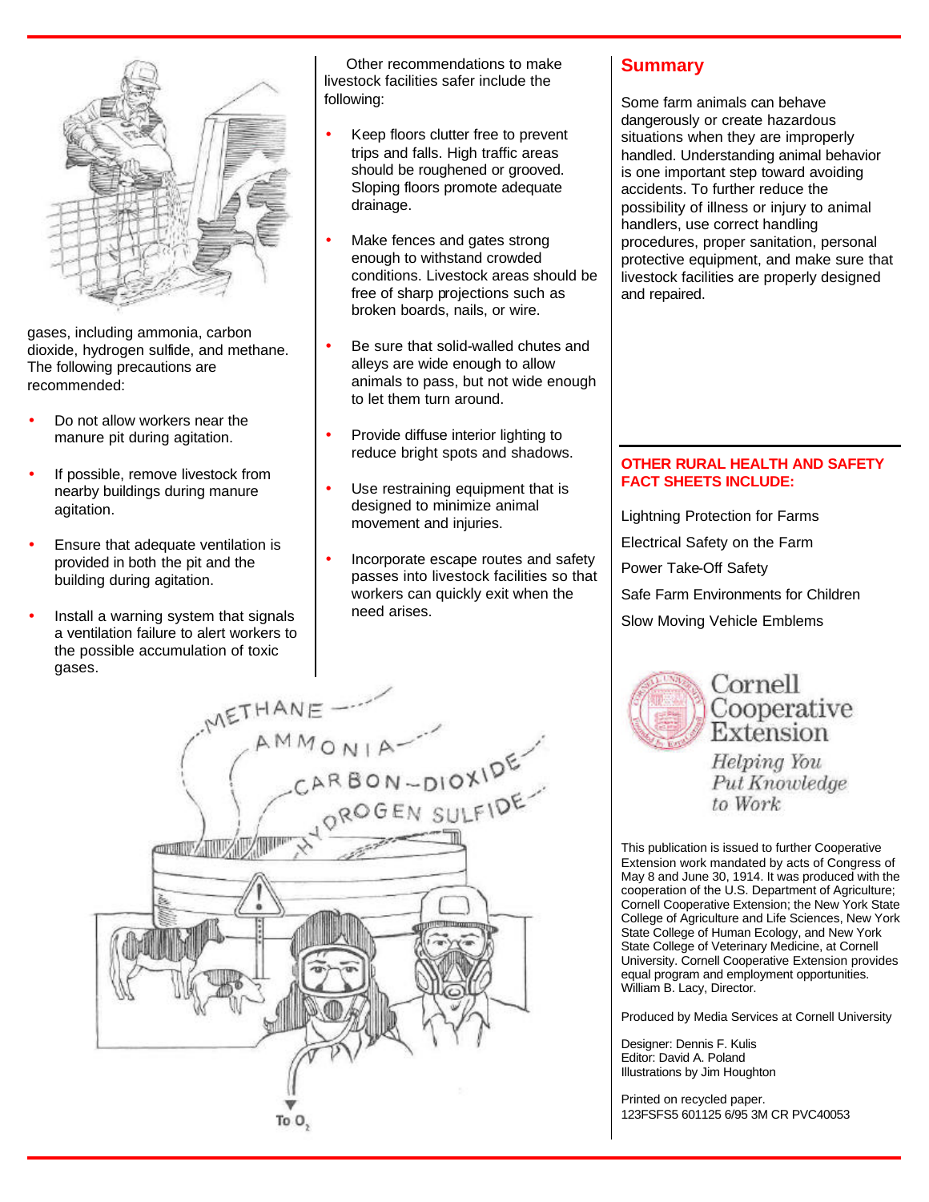gases, including ammonia, carbon dioxide, hydrogen sulfide, and methane. The following precautions are recommended:

- Do not allow workers near the manure pit during agitation.
- If possible, remove livestock from nearby buildings during manure agitation.
- Ensure that adequate ventilation is provided in both the pit and the building during agitation.
- Install a warning system that signals a ventilation failure to alert workers to the possible accumulation of toxic gases.

Other recommendations to make livestock facilities safer include the following:

- Keep floors clutter free to prevent trips and falls. High traffic areas should be roughened or grooved. Sloping floors promote adequate drainage.
- Make fences and gates strong enough to withstand crowded conditions. Livestock areas should be free of sharp projections such as broken boards, nails, or wire.
- Be sure that solid-walled chutes and alleys are wide enough to allow animals to pass, but not wide enough to let them turn around.
- Provide diffuse interior lighting to reduce bright spots and shadows.
- Use restraining equipment that is designed to minimize animal movement and injuries.
- Incorporate escape routes and safety passes into livestock facilities so that workers can quickly exit when the need arises.

## Summary

Some farm animals can behave dangerously or create hazardous situations when they are improperly handled. Understanding animal behavior is one important step toward avoiding accidents. To further reduce the possibility of illness or injury to animal handlers, use correct handling procedures, proper sanitation, personal protective equipment, and make sure that livestock facilities are properly designed and repaired.

### OTHER RURAL HEALTH AND SAFETY FACT SHEETS INCLUDE:

Lightning Protection for Farms

Electrical Safety on the Farm

Power Take-Off Safety

Safe Farm Environments for Children

Slow Moving Vehicle Emblems

Cornell Cooperative Extension

*Helping You Put Knowledge to Work*

This publication is issued to further Cooperative Extension work mandated by acts of Congress of May 8 and June 30, 1914. It was produced with the cooperation of the U.S. Department of Agriculture; Cornell Cooperative Extension; the New York State College of Agriculture and Life Sciences, New York State College of Human Ecology, and New York State College of Veterinary Medicine, at Cornell University. Cornell Cooperative Extension provides equal program and employment opportunities. William B. Lacy, Director.

Produced by Media Services at Cornell University

Designer: Dennis F. Kulis
Editor: David A. Poland
Illustrations by Jim Houghton

Printed on recycled paper.
123FSFS5 601125 6/95 3M CR PVC40053